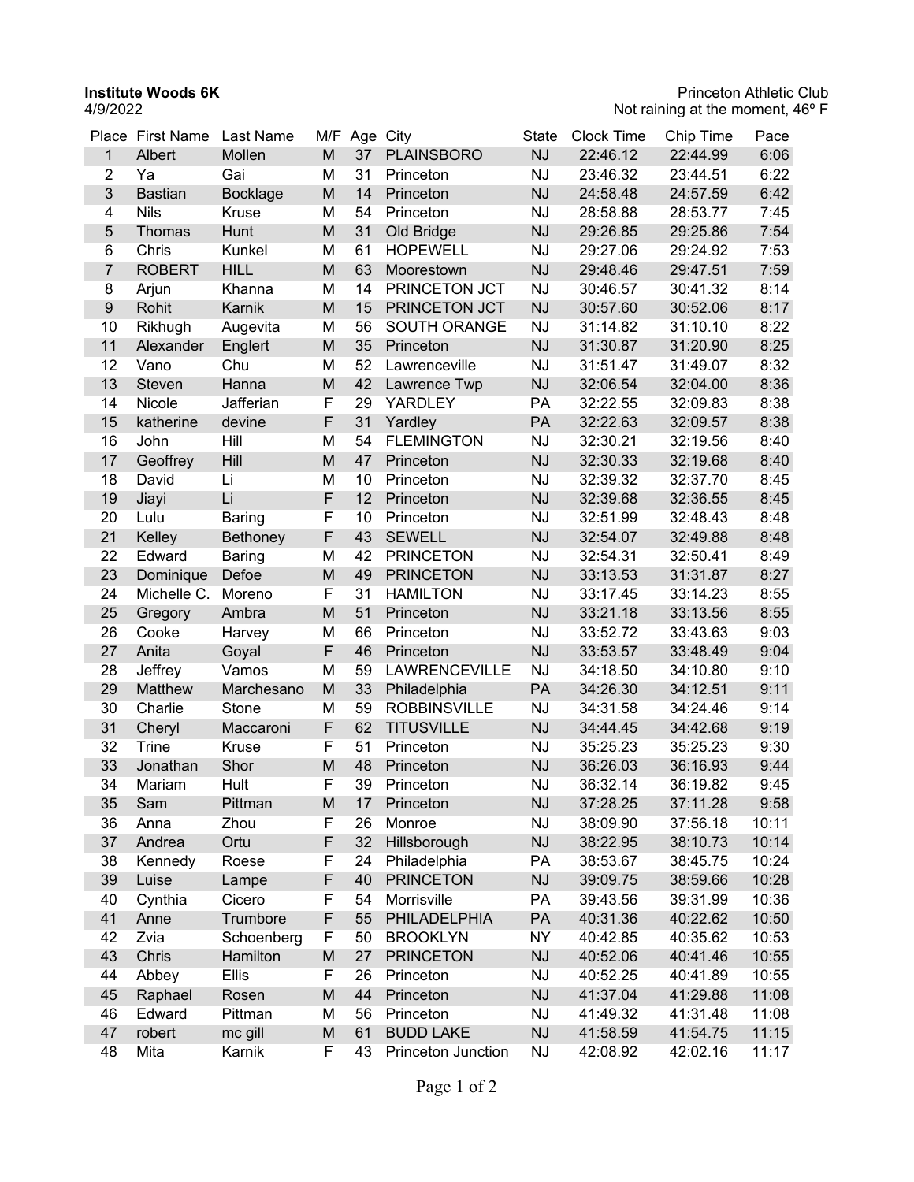**Institute Woods 6K**
4/9/2022

Princeton Athletic Club
Not raining at the moment, 46º F

| Place | First Name | Last Name | M/F | Age | City | State | Clock Time | Chip Time | Pace |
|---|---|---|---|---|---|---|---|---|---|
| 1 | Albert | Mollen | M | 37 | PLAINSBORO | NJ | 22:46.12 | 22:44.99 | 6:06 |
| 2 | Ya | Gai | M | 31 | Princeton | NJ | 23:46.32 | 23:44.51 | 6:22 |
| 3 | Bastian | Bocklage | M | 14 | Princeton | NJ | 24:58.48 | 24:57.59 | 6:42 |
| 4 | Nils | Kruse | M | 54 | Princeton | NJ | 28:58.88 | 28:53.77 | 7:45 |
| 5 | Thomas | Hunt | M | 31 | Old Bridge | NJ | 29:26.85 | 29:25.86 | 7:54 |
| 6 | Chris | Kunkel | M | 61 | HOPEWELL | NJ | 29:27.06 | 29:24.92 | 7:53 |
| 7 | ROBERT | HILL | M | 63 | Moorestown | NJ | 29:48.46 | 29:47.51 | 7:59 |
| 8 | Arjun | Khanna | M | 14 | PRINCETON JCT | NJ | 30:46.57 | 30:41.32 | 8:14 |
| 9 | Rohit | Karnik | M | 15 | PRINCETON JCT | NJ | 30:57.60 | 30:52.06 | 8:17 |
| 10 | Rikhugh | Augevita | M | 56 | SOUTH ORANGE | NJ | 31:14.82 | 31:10.10 | 8:22 |
| 11 | Alexander | Englert | M | 35 | Princeton | NJ | 31:30.87 | 31:20.90 | 8:25 |
| 12 | Vano | Chu | M | 52 | Lawrenceville | NJ | 31:51.47 | 31:49.07 | 8:32 |
| 13 | Steven | Hanna | M | 42 | Lawrence Twp | NJ | 32:06.54 | 32:04.00 | 8:36 |
| 14 | Nicole | Jafferian | F | 29 | YARDLEY | PA | 32:22.55 | 32:09.83 | 8:38 |
| 15 | katherine | devine | F | 31 | Yardley | PA | 32:22.63 | 32:09.57 | 8:38 |
| 16 | John | Hill | M | 54 | FLEMINGTON | NJ | 32:30.21 | 32:19.56 | 8:40 |
| 17 | Geoffrey | Hill | M | 47 | Princeton | NJ | 32:30.33 | 32:19.68 | 8:40 |
| 18 | David | Li | M | 10 | Princeton | NJ | 32:39.32 | 32:37.70 | 8:45 |
| 19 | Jiayi | Li | F | 12 | Princeton | NJ | 32:39.68 | 32:36.55 | 8:45 |
| 20 | Lulu | Baring | F | 10 | Princeton | NJ | 32:51.99 | 32:48.43 | 8:48 |
| 21 | Kelley | Bethoney | F | 43 | SEWELL | NJ | 32:54.07 | 32:49.88 | 8:48 |
| 22 | Edward | Baring | M | 42 | PRINCETON | NJ | 32:54.31 | 32:50.41 | 8:49 |
| 23 | Dominique | Defoe | M | 49 | PRINCETON | NJ | 33:13.53 | 31:31.87 | 8:27 |
| 24 | Michelle C. | Moreno | F | 31 | HAMILTON | NJ | 33:17.45 | 33:14.23 | 8:55 |
| 25 | Gregory | Ambra | M | 51 | Princeton | NJ | 33:21.18 | 33:13.56 | 8:55 |
| 26 | Cooke | Harvey | M | 66 | Princeton | NJ | 33:52.72 | 33:43.63 | 9:03 |
| 27 | Anita | Goyal | F | 46 | Princeton | NJ | 33:53.57 | 33:48.49 | 9:04 |
| 28 | Jeffrey | Vamos | M | 59 | LAWRENCEVILLE | NJ | 34:18.50 | 34:10.80 | 9:10 |
| 29 | Matthew | Marchesano | M | 33 | Philadelphia | PA | 34:26.30 | 34:12.51 | 9:11 |
| 30 | Charlie | Stone | M | 59 | ROBBINSVILLE | NJ | 34:31.58 | 34:24.46 | 9:14 |
| 31 | Cheryl | Maccaroni | F | 62 | TITUSVILLE | NJ | 34:44.45 | 34:42.68 | 9:19 |
| 32 | Trine | Kruse | F | 51 | Princeton | NJ | 35:25.23 | 35:25.23 | 9:30 |
| 33 | Jonathan | Shor | M | 48 | Princeton | NJ | 36:26.03 | 36:16.93 | 9:44 |
| 34 | Mariam | Hult | F | 39 | Princeton | NJ | 36:32.14 | 36:19.82 | 9:45 |
| 35 | Sam | Pittman | M | 17 | Princeton | NJ | 37:28.25 | 37:11.28 | 9:58 |
| 36 | Anna | Zhou | F | 26 | Monroe | NJ | 38:09.90 | 37:56.18 | 10:11 |
| 37 | Andrea | Ortu | F | 32 | Hillsborough | NJ | 38:22.95 | 38:10.73 | 10:14 |
| 38 | Kennedy | Roese | F | 24 | Philadelphia | PA | 38:53.67 | 38:45.75 | 10:24 |
| 39 | Luise | Lampe | F | 40 | PRINCETON | NJ | 39:09.75 | 38:59.66 | 10:28 |
| 40 | Cynthia | Cicero | F | 54 | Morrisville | PA | 39:43.56 | 39:31.99 | 10:36 |
| 41 | Anne | Trumbore | F | 55 | PHILADELPHIA | PA | 40:31.36 | 40:22.62 | 10:50 |
| 42 | Zvia | Schoenberg | F | 50 | BROOKLYN | NY | 40:42.85 | 40:35.62 | 10:53 |
| 43 | Chris | Hamilton | M | 27 | PRINCETON | NJ | 40:52.06 | 40:41.46 | 10:55 |
| 44 | Abbey | Ellis | F | 26 | Princeton | NJ | 40:52.25 | 40:41.89 | 10:55 |
| 45 | Raphael | Rosen | M | 44 | Princeton | NJ | 41:37.04 | 41:29.88 | 11:08 |
| 46 | Edward | Pittman | M | 56 | Princeton | NJ | 41:49.32 | 41:31.48 | 11:08 |
| 47 | robert | mc gill | M | 61 | BUDD LAKE | NJ | 41:58.59 | 41:54.75 | 11:15 |
| 48 | Mita | Karnik | F | 43 | Princeton Junction | NJ | 42:08.92 | 42:02.16 | 11:17 |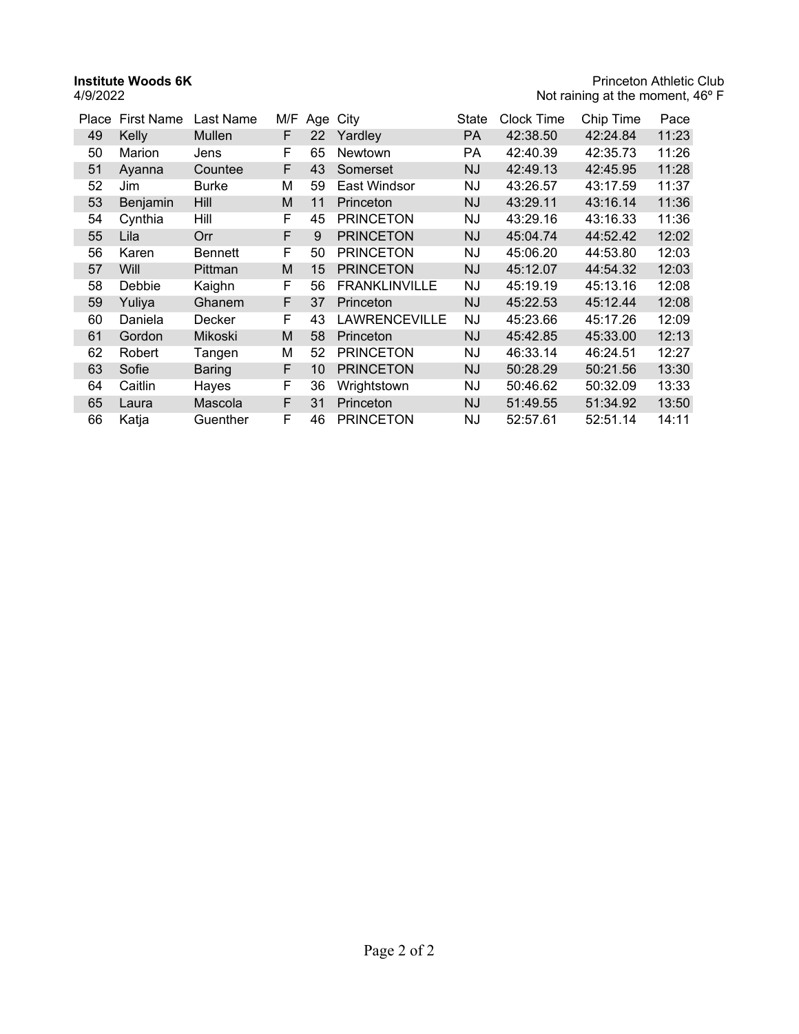**Institute Woods 6K**
4/9/2022

Princeton Athletic Club
Not raining at the moment, 46º F

| Place | First Name | Last Name | M/F | Age | City | State | Clock Time | Chip Time | Pace |
|---|---|---|---|---|---|---|---|---|---|
| 49 | Kelly | Mullen | F | 22 | Yardley | PA | 42:38.50 | 42:24.84 | 11:23 |
| 50 | Marion | Jens | F | 65 | Newtown | PA | 42:40.39 | 42:35.73 | 11:26 |
| 51 | Ayanna | Countee | F | 43 | Somerset | NJ | 42:49.13 | 42:45.95 | 11:28 |
| 52 | Jim | Burke | M | 59 | East Windsor | NJ | 43:26.57 | 43:17.59 | 11:37 |
| 53 | Benjamin | Hill | M | 11 | Princeton | NJ | 43:29.11 | 43:16.14 | 11:36 |
| 54 | Cynthia | Hill | F | 45 | PRINCETON | NJ | 43:29.16 | 43:16.33 | 11:36 |
| 55 | Lila | Orr | F | 9 | PRINCETON | NJ | 45:04.74 | 44:52.42 | 12:02 |
| 56 | Karen | Bennett | F | 50 | PRINCETON | NJ | 45:06.20 | 44:53.80 | 12:03 |
| 57 | Will | Pittman | M | 15 | PRINCETON | NJ | 45:12.07 | 44:54.32 | 12:03 |
| 58 | Debbie | Kaighn | F | 56 | FRANKLINVILLE | NJ | 45:19.19 | 45:13.16 | 12:08 |
| 59 | Yuliya | Ghanem | F | 37 | Princeton | NJ | 45:22.53 | 45:12.44 | 12:08 |
| 60 | Daniela | Decker | F | 43 | LAWRENCEVILLE | NJ | 45:23.66 | 45:17.26 | 12:09 |
| 61 | Gordon | Mikoski | M | 58 | Princeton | NJ | 45:42.85 | 45:33.00 | 12:13 |
| 62 | Robert | Tangen | M | 52 | PRINCETON | NJ | 46:33.14 | 46:24.51 | 12:27 |
| 63 | Sofie | Baring | F | 10 | PRINCETON | NJ | 50:28.29 | 50:21.56 | 13:30 |
| 64 | Caitlin | Hayes | F | 36 | Wrightstown | NJ | 50:46.62 | 50:32.09 | 13:33 |
| 65 | Laura | Mascola | F | 31 | Princeton | NJ | 51:49.55 | 51:34.92 | 13:50 |
| 66 | Katja | Guenther | F | 46 | PRINCETON | NJ | 52:57.61 | 52:51.14 | 14:11 |